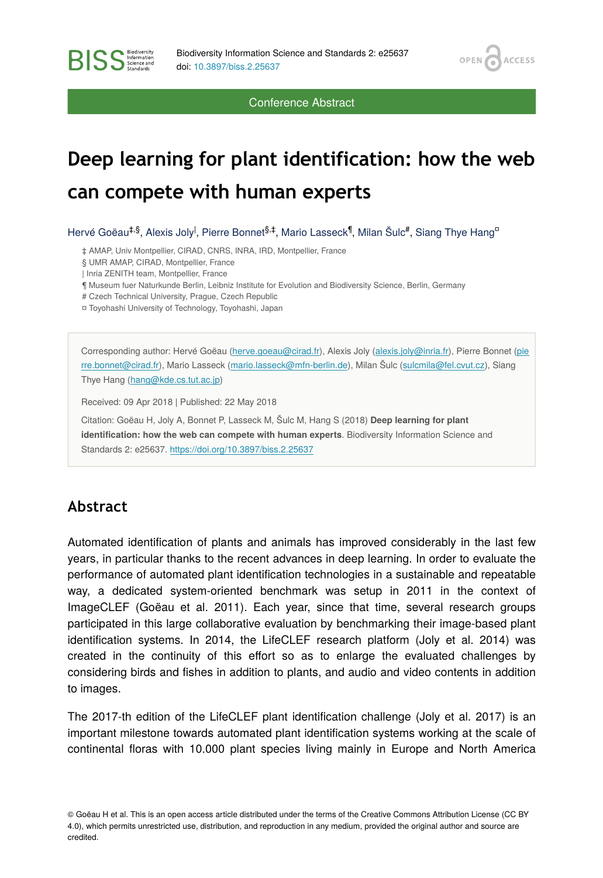Conference Abstract

# Deep learning for plant identification: how the web can compete with human experts

Hervé Goëau[‡,§], Alexis Joly[|], Pierre Bonnet[§,‡], Mario Lasseck[¶], Milan Šulc[#], Siang Thye Hang[¤]

‡ AMAP, Univ Montpellier, CIRAD, CNRS, INRA, IRD, Montpellier, France
§ UMR AMAP, CIRAD, Montpellier, France
| Inria ZENITH team, Montpellier, France
¶ Museum fuer Naturkunde Berlin, Leibniz Institute for Evolution and Biodiversity Science, Berlin, Germany
# Czech Technical University, Prague, Czech Republic
¤ Toyohashi University of Technology, Toyohashi, Japan

Corresponding author: Hervé Goëau (herve.goeau@cirad.fr), Alexis Joly (alexis.joly@inria.fr), Pierre Bonnet (pierre.bonnet@cirad.fr), Mario Lasseck (mario.lasseck@mfn-berlin.de), Milan Šulc (sulcmila@fel.cvut.cz), Siang Thye Hang (hang@kde.cs.tut.ac.jp)

Received: 09 Apr 2018 | Published: 22 May 2018

Citation: Goëau H, Joly A, Bonnet P, Lasseck M, Šulc M, Hang S (2018) **Deep learning for plant identification: how the web can compete with human experts**. Biodiversity Information Science and Standards 2: e25637. https://doi.org/10.3897/biss.2.25637

## Abstract

Automated identification of plants and animals has improved considerably in the last few years, in particular thanks to the recent advances in deep learning. In order to evaluate the performance of automated plant identification technologies in a sustainable and repeatable way, a dedicated system-oriented benchmark was setup in 2011 in the context of ImageCLEF (Goëau et al. 2011). Each year, since that time, several research groups participated in this large collaborative evaluation by benchmarking their image-based plant identification systems. In 2014, the LifeCLEF research platform (Joly et al. 2014) was created in the continuity of this effort so as to enlarge the evaluated challenges by considering birds and fishes in addition to plants, and audio and video contents in addition to images.

The 2017-th edition of the LifeCLEF plant identification challenge (Joly et al. 2017) is an important milestone towards automated plant identification systems working at the scale of continental floras with 10.000 plant species living mainly in Europe and North America

© Goëau H et al. This is an open access article distributed under the terms of the Creative Commons Attribution License (CC BY 4.0), which permits unrestricted use, distribution, and reproduction in any medium, provided the original author and source are credited.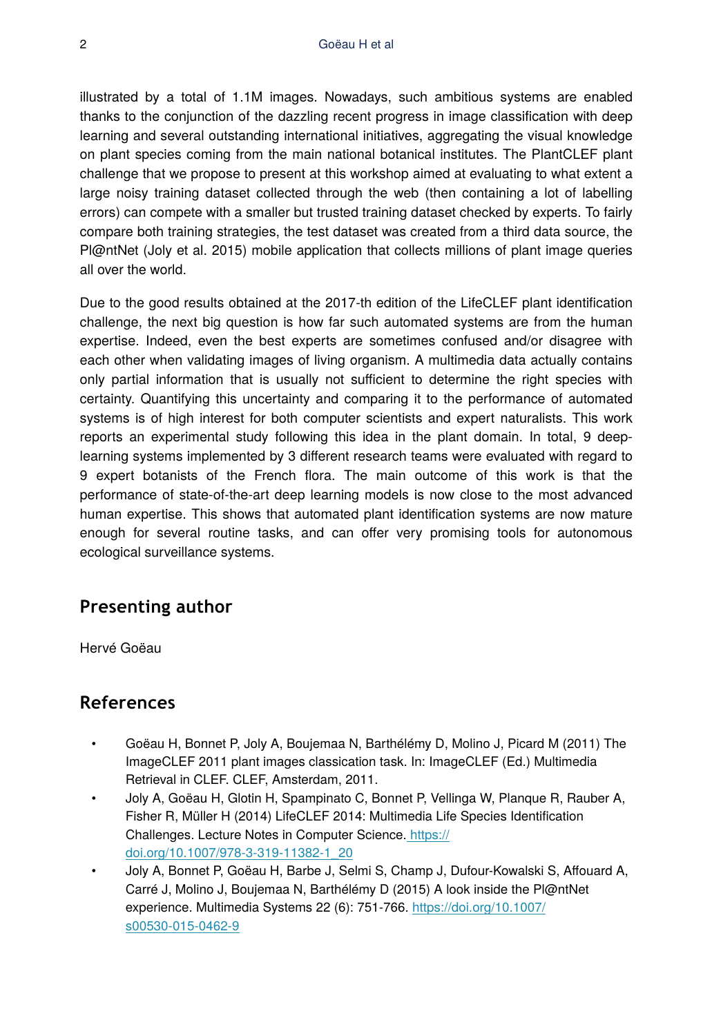illustrated by a total of 1.1M images. Nowadays, such ambitious systems are enabled thanks to the conjunction of the dazzling recent progress in image classification with deep learning and several outstanding international initiatives, aggregating the visual knowledge on plant species coming from the main national botanical institutes. The PlantCLEF plant challenge that we propose to present at this workshop aimed at evaluating to what extent a large noisy training dataset collected through the web (then containing a lot of labelling errors) can compete with a smaller but trusted training dataset checked by experts. To fairly compare both training strategies, the test dataset was created from a third data source, the Pl@ntNet (Joly et al. 2015) mobile application that collects millions of plant image queries all over the world.

Due to the good results obtained at the 2017-th edition of the LifeCLEF plant identification challenge, the next big question is how far such automated systems are from the human expertise. Indeed, even the best experts are sometimes confused and/or disagree with each other when validating images of living organism. A multimedia data actually contains only partial information that is usually not sufficient to determine the right species with certainty. Quantifying this uncertainty and comparing it to the performance of automated systems is of high interest for both computer scientists and expert naturalists. This work reports an experimental study following this idea in the plant domain. In total, 9 deep-learning systems implemented by 3 different research teams were evaluated with regard to 9 expert botanists of the French flora. The main outcome of this work is that the performance of state-of-the-art deep learning models is now close to the most advanced human expertise. This shows that automated plant identification systems are now mature enough for several routine tasks, and can offer very promising tools for autonomous ecological surveillance systems.

## Presenting author

Hervé Goëau

## References

- Goëau H, Bonnet P, Joly A, Boujemaa N, Barthélémy D, Molino J, Picard M (2011) The ImageCLEF 2011 plant images classication task. In: ImageCLEF (Ed.) Multimedia Retrieval in CLEF. CLEF, Amsterdam, 2011.
- Joly A, Goëau H, Glotin H, Spampinato C, Bonnet P, Vellinga W, Planque R, Rauber A, Fisher R, Müller H (2014) LifeCLEF 2014: Multimedia Life Species Identification Challenges. Lecture Notes in Computer Science. https://doi.org/10.1007/978-3-319-11382-1_20
- Joly A, Bonnet P, Goëau H, Barbe J, Selmi S, Champ J, Dufour-Kowalski S, Affouard A, Carré J, Molino J, Boujemaa N, Barthélémy D (2015) A look inside the Pl@ntNet experience. Multimedia Systems 22 (6): 751-766. https://doi.org/10.1007/s00530-015-0462-9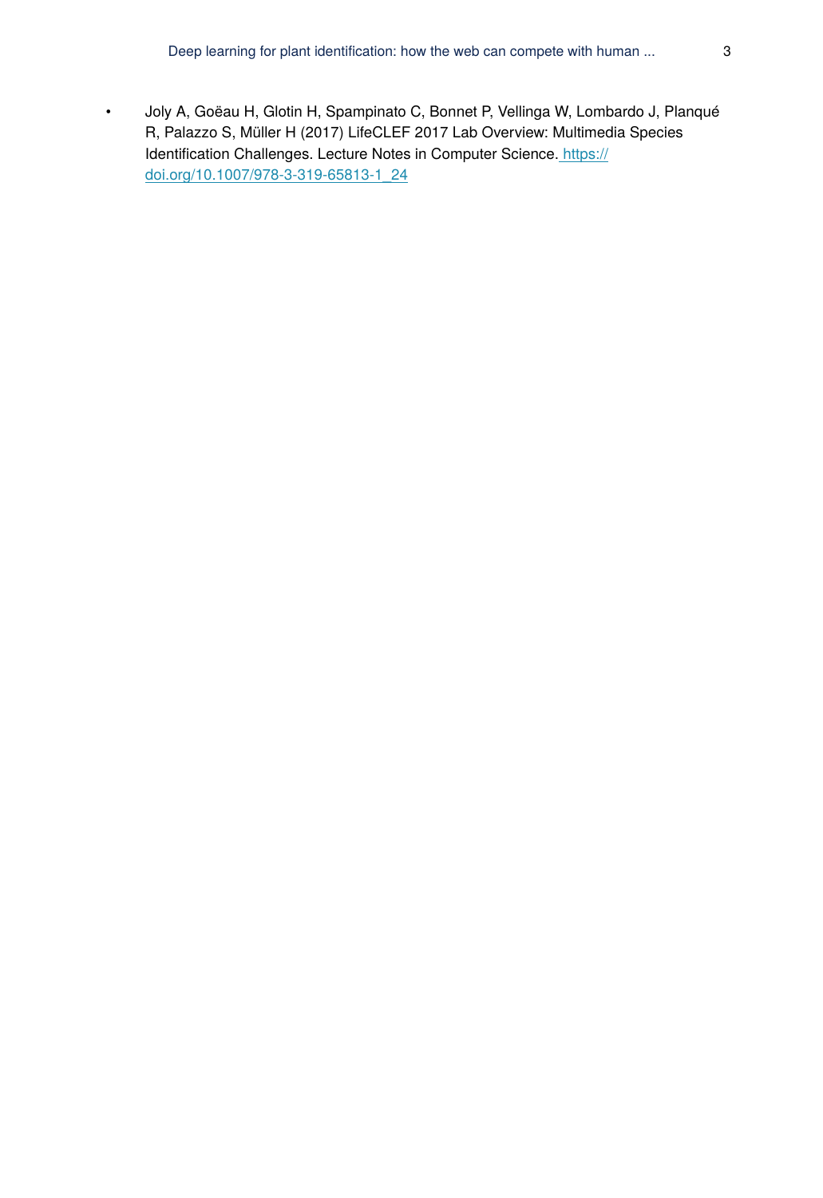- Joly A, Goëau H, Glotin H, Spampinato C, Bonnet P, Vellinga W, Lombardo J, Planqué R, Palazzo S, Müller H (2017) LifeCLEF 2017 Lab Overview: Multimedia Species Identification Challenges. Lecture Notes in Computer Science. https://doi.org/10.1007/978-3-319-65813-1_24